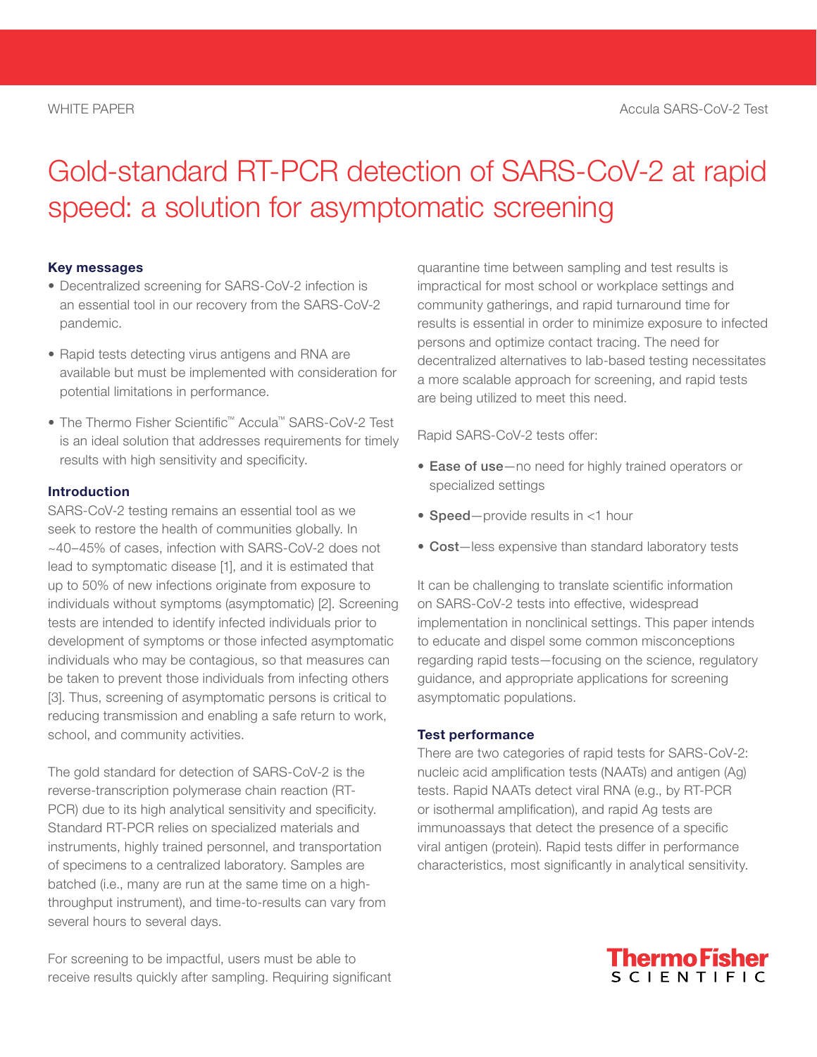WHITE PAPER

Accula SARS-CoV-2 Test

# Gold-standard RT-PCR detection of SARS-CoV-2 at rapid speed: a solution for asymptomatic screening

### Key messages

- Decentralized screening for SARS-CoV-2 infection is an essential tool in our recovery from the SARS-CoV-2 pandemic.
- Rapid tests detecting virus antigens and RNA are available but must be implemented with consideration for potential limitations in performance.
- The Thermo Fisher Scientific™ Accula™ SARS-CoV-2 Test is an ideal solution that addresses requirements for timely results with high sensitivity and specificity.

### Introduction

SARS-CoV-2 testing remains an essential tool as we seek to restore the health of communities globally. In ~40–45% of cases, infection with SARS-CoV-2 does not lead to symptomatic disease [1], and it is estimated that up to 50% of new infections originate from exposure to individuals without symptoms (asymptomatic) [2]. Screening tests are intended to identify infected individuals prior to development of symptoms or those infected asymptomatic individuals who may be contagious, so that measures can be taken to prevent those individuals from infecting others [3]. Thus, screening of asymptomatic persons is critical to reducing transmission and enabling a safe return to work, school, and community activities.

The gold standard for detection of SARS-CoV-2 is the reverse-transcription polymerase chain reaction (RT-PCR) due to its high analytical sensitivity and specificity. Standard RT-PCR relies on specialized materials and instruments, highly trained personnel, and transportation of specimens to a centralized laboratory. Samples are batched (i.e., many are run at the same time on a high-throughput instrument), and time-to-results can vary from several hours to several days.

For screening to be impactful, users must be able to receive results quickly after sampling. Requiring significant quarantine time between sampling and test results is impractical for most school or workplace settings and community gatherings, and rapid turnaround time for results is essential in order to minimize exposure to infected persons and optimize contact tracing. The need for decentralized alternatives to lab-based testing necessitates a more scalable approach for screening, and rapid tests are being utilized to meet this need.

Rapid SARS-CoV-2 tests offer:

- **Ease of use**—no need for highly trained operators or specialized settings
- **Speed**—provide results in <1 hour
- **Cost**—less expensive than standard laboratory tests

It can be challenging to translate scientific information on SARS-CoV-2 tests into effective, widespread implementation in nonclinical settings. This paper intends to educate and dispel some common misconceptions regarding rapid tests—focusing on the science, regulatory guidance, and appropriate applications for screening asymptomatic populations.

### Test performance

There are two categories of rapid tests for SARS-CoV-2: nucleic acid amplification tests (NAATs) and antigen (Ag) tests. Rapid NAATs detect viral RNA (e.g., by RT-PCR or isothermal amplification), and rapid Ag tests are immunoassays that detect the presence of a specific viral antigen (protein). Rapid tests differ in performance characteristics, most significantly in analytical sensitivity.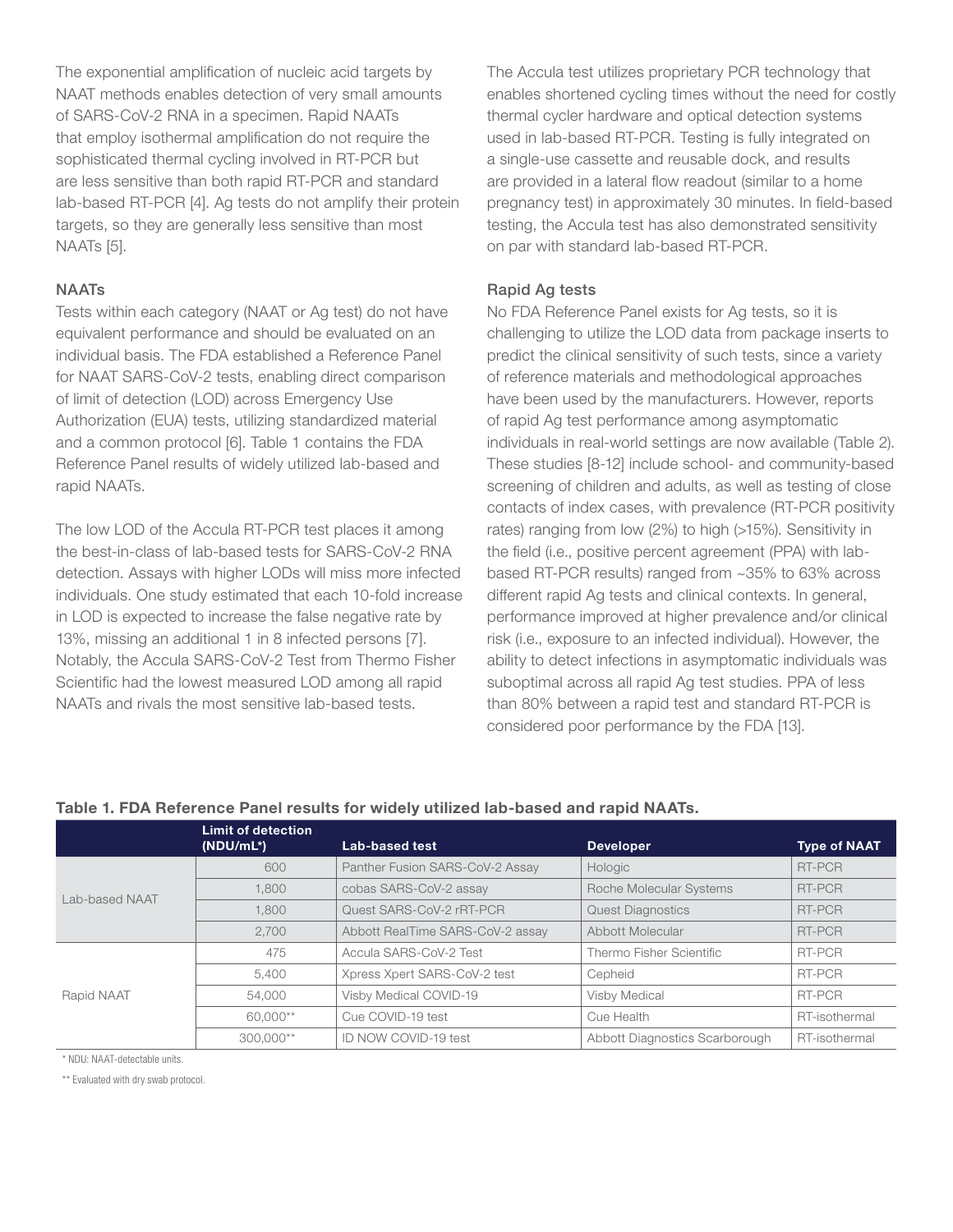The exponential amplification of nucleic acid targets by NAAT methods enables detection of very small amounts of SARS-CoV-2 RNA in a specimen. Rapid NAATs that employ isothermal amplification do not require the sophisticated thermal cycling involved in RT-PCR but are less sensitive than both rapid RT-PCR and standard lab-based RT-PCR [4]. Ag tests do not amplify their protein targets, so they are generally less sensitive than most NAATs [5].

### NAATs

Tests within each category (NAAT or Ag test) do not have equivalent performance and should be evaluated on an individual basis. The FDA established a Reference Panel for NAAT SARS-CoV-2 tests, enabling direct comparison of limit of detection (LOD) across Emergency Use Authorization (EUA) tests, utilizing standardized material and a common protocol [6]. Table 1 contains the FDA Reference Panel results of widely utilized lab-based and rapid NAATs.

The low LOD of the Accula RT-PCR test places it among the best-in-class of lab-based tests for SARS-CoV-2 RNA detection. Assays with higher LODs will miss more infected individuals. One study estimated that each 10-fold increase in LOD is expected to increase the false negative rate by 13%, missing an additional 1 in 8 infected persons [7]. Notably, the Accula SARS-CoV-2 Test from Thermo Fisher Scientific had the lowest measured LOD among all rapid NAATs and rivals the most sensitive lab-based tests.

The Accula test utilizes proprietary PCR technology that enables shortened cycling times without the need for costly thermal cycler hardware and optical detection systems used in lab-based RT-PCR. Testing is fully integrated on a single-use cassette and reusable dock, and results are provided in a lateral flow readout (similar to a home pregnancy test) in approximately 30 minutes. In field-based testing, the Accula test has also demonstrated sensitivity on par with standard lab-based RT-PCR.

### Rapid Ag tests

No FDA Reference Panel exists for Ag tests, so it is challenging to utilize the LOD data from package inserts to predict the clinical sensitivity of such tests, since a variety of reference materials and methodological approaches have been used by the manufacturers. However, reports of rapid Ag test performance among asymptomatic individuals in real-world settings are now available (Table 2). These studies [8-12] include school- and community-based screening of children and adults, as well as testing of close contacts of index cases, with prevalence (RT-PCR positivity rates) ranging from low (2%) to high (>15%). Sensitivity in the field (i.e., positive percent agreement (PPA) with lab-based RT-PCR results) ranged from ~35% to 63% across different rapid Ag tests and clinical contexts. In general, performance improved at higher prevalence and/or clinical risk (i.e., exposure to an infected individual). However, the ability to detect infections in asymptomatic individuals was suboptimal across all rapid Ag test studies. PPA of less than 80% between a rapid test and standard RT-PCR is considered poor performance by the FDA [13].

**Table 1. FDA Reference Panel results for widely utilized lab-based and rapid NAATs.**

| | Limit of detection (NDU/mL*) | Lab-based test | Developer | Type of NAAT |
|---|---|---|---|---|
| Lab-based NAAT | 600 | Panther Fusion SARS-CoV-2 Assay | Hologic | RT-PCR |
| | 1,800 | cobas SARS-CoV-2 assay | Roche Molecular Systems | RT-PCR |
| | 1,800 | Quest SARS-CoV-2 rRT-PCR | Quest Diagnostics | RT-PCR |
| | 2,700 | Abbott RealTime SARS-CoV-2 assay | Abbott Molecular | RT-PCR |
| Rapid NAAT | 475 | Accula SARS-CoV-2 Test | Thermo Fisher Scientific | RT-PCR |
| | 5,400 | Xpress Xpert SARS-CoV-2 test | Cepheid | RT-PCR |
| | 54,000 | Visby Medical COVID-19 | Visby Medical | RT-PCR |
| | 60,000** | Cue COVID-19 test | Cue Health | RT-isothermal |
| | 300,000** | ID NOW COVID-19 test | Abbott Diagnostics Scarborough | RT-isothermal |

\* NDU: NAAT-detectable units.

\** Evaluated with dry swab protocol.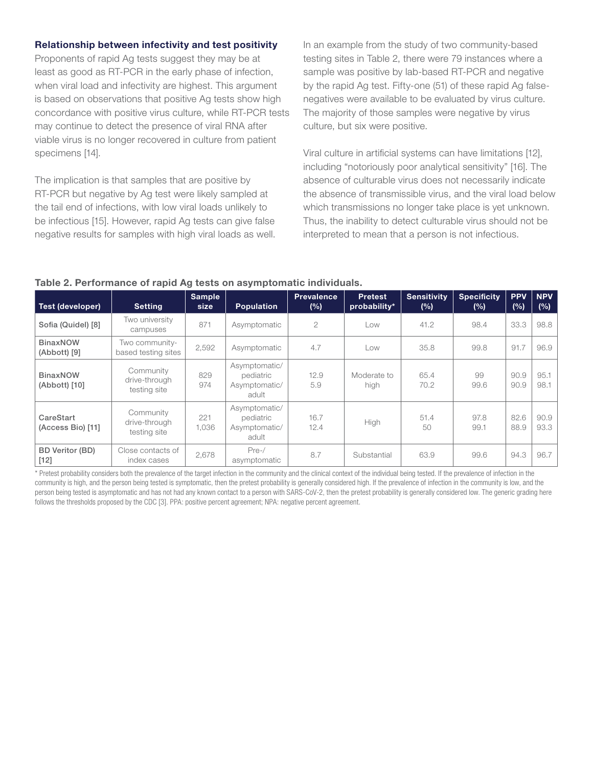### Relationship between infectivity and test positivity

Proponents of rapid Ag tests suggest they may be at least as good as RT-PCR in the early phase of infection, when viral load and infectivity are highest. This argument is based on observations that positive Ag tests show high concordance with positive virus culture, while RT-PCR tests may continue to detect the presence of viral RNA after viable virus is no longer recovered in culture from patient specimens [14].

The implication is that samples that are positive by RT-PCR but negative by Ag test were likely sampled at the tail end of infections, with low viral loads unlikely to be infectious [15]. However, rapid Ag tests can give false negative results for samples with high viral loads as well.

In an example from the study of two community-based testing sites in Table 2, there were 79 instances where a sample was positive by lab-based RT-PCR and negative by the rapid Ag test. Fifty-one (51) of these rapid Ag false-negatives were available to be evaluated by virus culture. The majority of those samples were negative by virus culture, but six were positive.

Viral culture in artificial systems can have limitations [12], including "notoriously poor analytical sensitivity" [16]. The absence of culturable virus does not necessarily indicate the absence of transmissible virus, and the viral load below which transmissions no longer take place is yet unknown. Thus, the inability to detect culturable virus should not be interpreted to mean that a person is not infectious.

**Table 2. Performance of rapid Ag tests on asymptomatic individuals.**

| Test (developer) | Setting | Sample size | Population | Prevalence (%) | Pretest probability* | Sensitivity (%) | Specificity (%) | PPV (%) | NPV (%) |
|---|---|---|---|---|---|---|---|---|---|
| Sofia (Quidel) [8] | Two university campuses | 871 | Asymptomatic | 2 | Low | 41.2 | 98.4 | 33.3 | 98.8 |
| BinaxNOW (Abbott) [9] | Two community-based testing sites | 2,592 | Asymptomatic | 4.7 | Low | 35.8 | 99.8 | 91.7 | 96.9 |
| BinaxNOW (Abbott) [10] | Community drive-through testing site | 829<br>974 | Asymptomatic/ pediatric<br>Asymptomatic/ adult | 12.9<br>5.9 | Moderate to high | 65.4<br>70.2 | 99<br>99.6 | 90.9<br>90.9 | 95.1<br>98.1 |
| CareStart (Access Bio) [11] | Community drive-through testing site | 221<br>1,036 | Asymptomatic/ pediatric<br>Asymptomatic/ adult | 16.7<br>12.4 | High | 51.4<br>50 | 97.8<br>99.1 | 82.6<br>88.9 | 90.9<br>93.3 |
| BD Veritor (BD) [12] | Close contacts of index cases | 2,678 | Pre-/ asymptomatic | 8.7 | Substantial | 63.9 | 99.6 | 94.3 | 96.7 |

* Pretest probability considers both the prevalence of the target infection in the community and the clinical context of the individual being tested. If the prevalence of infection in the community is high, and the person being tested is symptomatic, then the pretest probability is generally considered high. If the prevalence of infection in the community is low, and the person being tested is asymptomatic and has not had any known contact to a person with SARS-CoV-2, then the pretest probability is generally considered low. The generic grading here follows the thresholds proposed by the CDC [3]. PPA: positive percent agreement; NPA: negative percent agreement.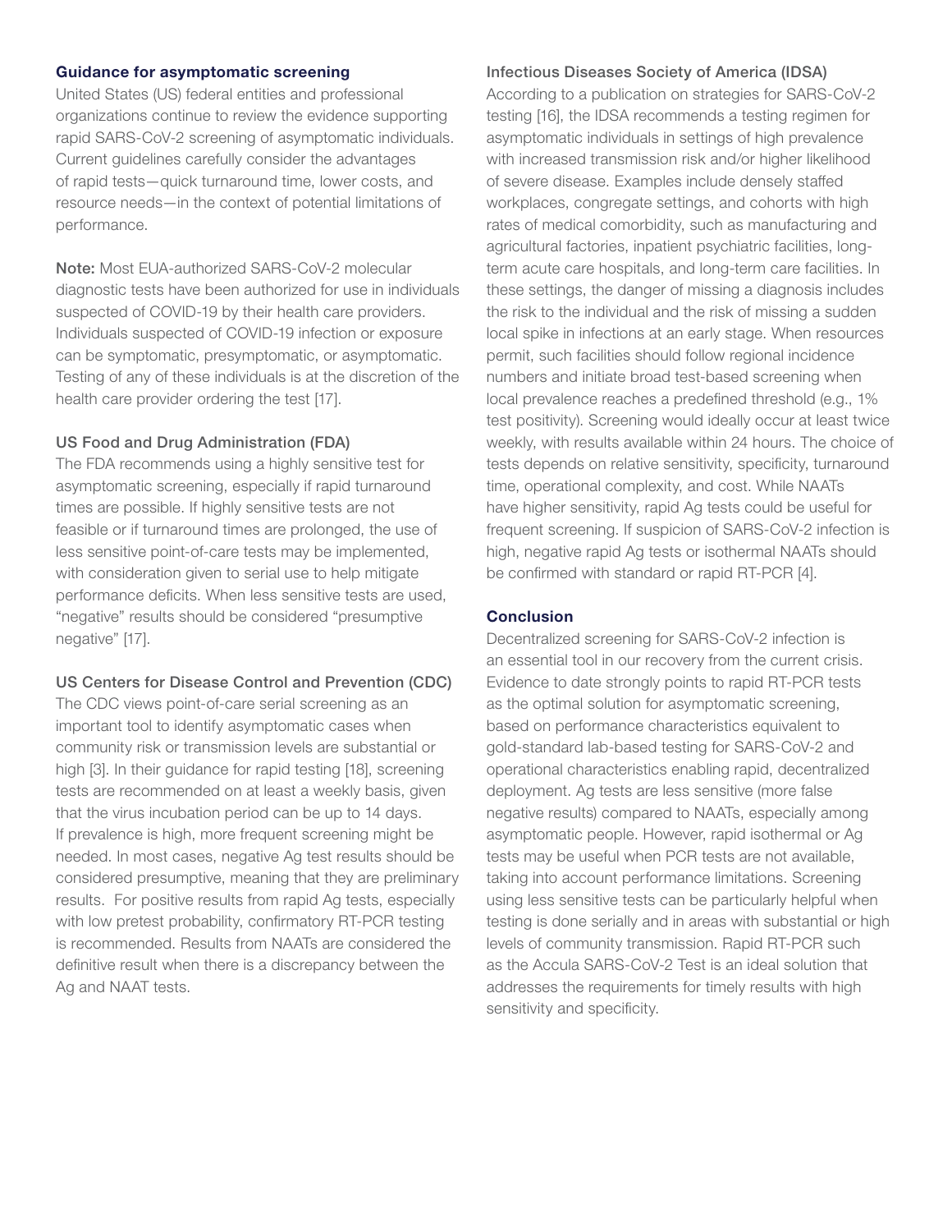## Guidance for asymptomatic screening

United States (US) federal entities and professional organizations continue to review the evidence supporting rapid SARS-CoV-2 screening of asymptomatic individuals. Current guidelines carefully consider the advantages of rapid tests—quick turnaround time, lower costs, and resource needs—in the context of potential limitations of performance.

**Note:** Most EUA-authorized SARS-CoV-2 molecular diagnostic tests have been authorized for use in individuals suspected of COVID-19 by their health care providers. Individuals suspected of COVID-19 infection or exposure can be symptomatic, presymptomatic, or asymptomatic. Testing of any of these individuals is at the discretion of the health care provider ordering the test [17].

### US Food and Drug Administration (FDA)

The FDA recommends using a highly sensitive test for asymptomatic screening, especially if rapid turnaround times are possible. If highly sensitive tests are not feasible or if turnaround times are prolonged, the use of less sensitive point-of-care tests may be implemented, with consideration given to serial use to help mitigate performance deficits. When less sensitive tests are used, "negative" results should be considered "presumptive negative" [17].

### US Centers for Disease Control and Prevention (CDC)

The CDC views point-of-care serial screening as an important tool to identify asymptomatic cases when community risk or transmission levels are substantial or high [3]. In their guidance for rapid testing [18], screening tests are recommended on at least a weekly basis, given that the virus incubation period can be up to 14 days. If prevalence is high, more frequent screening might be needed. In most cases, negative Ag test results should be considered presumptive, meaning that they are preliminary results. For positive results from rapid Ag tests, especially with low pretest probability, confirmatory RT-PCR testing is recommended. Results from NAATs are considered the definitive result when there is a discrepancy between the Ag and NAAT tests.

### Infectious Diseases Society of America (IDSA)

According to a publication on strategies for SARS-CoV-2 testing [16], the IDSA recommends a testing regimen for asymptomatic individuals in settings of high prevalence with increased transmission risk and/or higher likelihood of severe disease. Examples include densely staffed workplaces, congregate settings, and cohorts with high rates of medical comorbidity, such as manufacturing and agricultural factories, inpatient psychiatric facilities, long-term acute care hospitals, and long-term care facilities. In these settings, the danger of missing a diagnosis includes the risk to the individual and the risk of missing a sudden local spike in infections at an early stage. When resources permit, such facilities should follow regional incidence numbers and initiate broad test-based screening when local prevalence reaches a predefined threshold (e.g., 1% test positivity). Screening would ideally occur at least twice weekly, with results available within 24 hours. The choice of tests depends on relative sensitivity, specificity, turnaround time, operational complexity, and cost. While NAATs have higher sensitivity, rapid Ag tests could be useful for frequent screening. If suspicion of SARS-CoV-2 infection is high, negative rapid Ag tests or isothermal NAATs should be confirmed with standard or rapid RT-PCR [4].

## Conclusion

Decentralized screening for SARS-CoV-2 infection is an essential tool in our recovery from the current crisis. Evidence to date strongly points to rapid RT-PCR tests as the optimal solution for asymptomatic screening, based on performance characteristics equivalent to gold-standard lab-based testing for SARS-CoV-2 and operational characteristics enabling rapid, decentralized deployment. Ag tests are less sensitive (more false negative results) compared to NAATs, especially among asymptomatic people. However, rapid isothermal or Ag tests may be useful when PCR tests are not available, taking into account performance limitations. Screening using less sensitive tests can be particularly helpful when testing is done serially and in areas with substantial or high levels of community transmission. Rapid RT-PCR such as the Accula SARS-CoV-2 Test is an ideal solution that addresses the requirements for timely results with high sensitivity and specificity.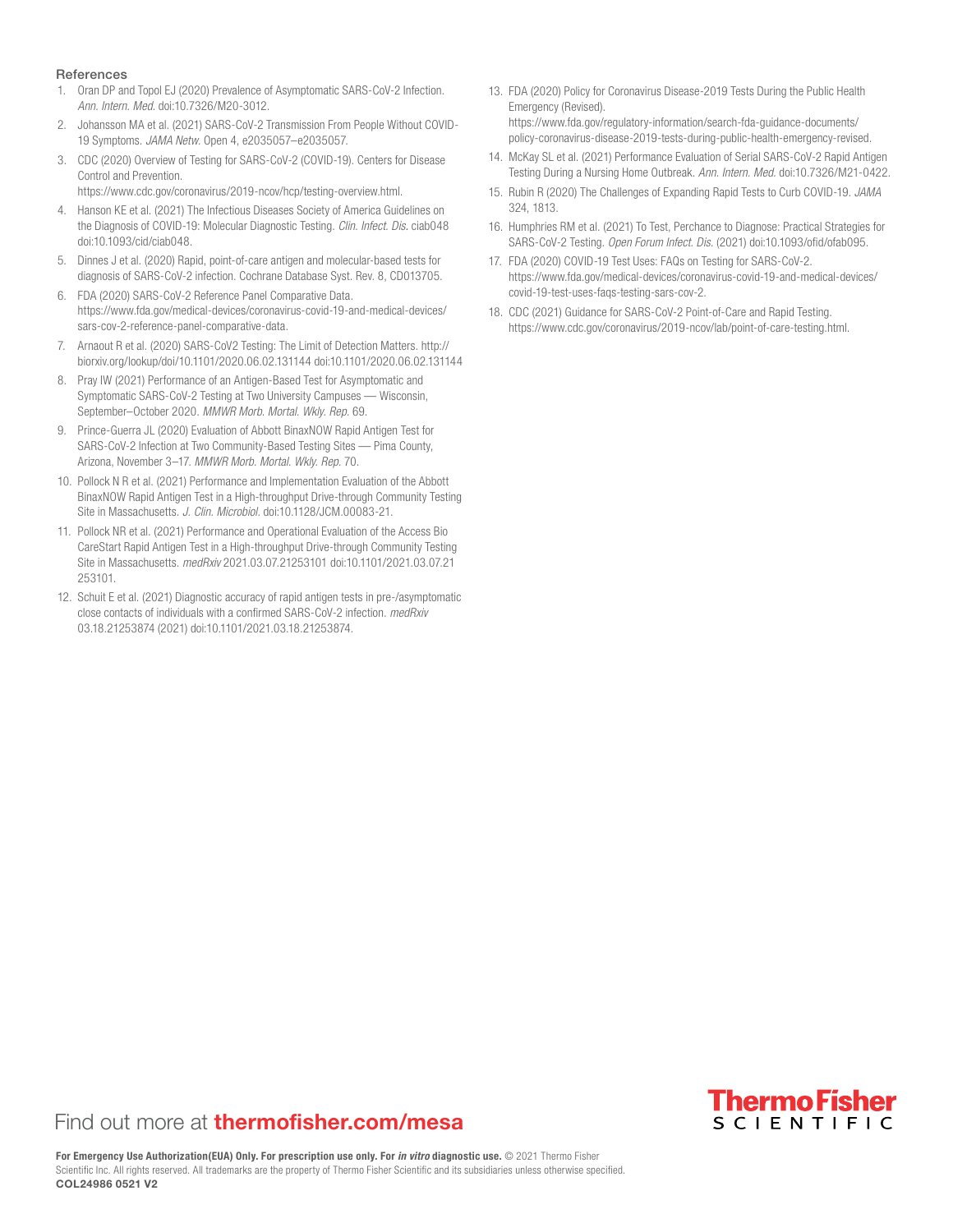## References

1. Oran DP and Topol EJ (2020) Prevalence of Asymptomatic SARS-CoV-2 Infection. *Ann. Intern. Med.* doi:10.7326/M20-3012.
2. Johansson MA et al. (2021) SARS-CoV-2 Transmission From People Without COVID-19 Symptoms. *JAMA Netw.* Open 4, e2035057–e2035057.
3. CDC (2020) Overview of Testing for SARS-CoV-2 (COVID-19). Centers for Disease Control and Prevention. https://www.cdc.gov/coronavirus/2019-ncov/hcp/testing-overview.html.
4. Hanson KE et al. (2021) The Infectious Diseases Society of America Guidelines on the Diagnosis of COVID-19: Molecular Diagnostic Testing. *Clin. Infect. Dis.* ciab048 doi:10.1093/cid/ciab048.
5. Dinnes J et al. (2020) Rapid, point-of-care antigen and molecular-based tests for diagnosis of SARS-CoV-2 infection. Cochrane Database Syst. Rev. 8, CD013705.
6. FDA (2020) SARS-CoV-2 Reference Panel Comparative Data. https://www.fda.gov/medical-devices/coronavirus-covid-19-and-medical-devices/sars-cov-2-reference-panel-comparative-data.
7. Arnaout R et al. (2020) SARS-CoV2 Testing: The Limit of Detection Matters. http://biorxiv.org/lookup/doi/10.1101/2020.06.02.131144 doi:10.1101/2020.06.02.131144
8. Pray IW (2021) Performance of an Antigen-Based Test for Asymptomatic and Symptomatic SARS-CoV-2 Testing at Two University Campuses — Wisconsin, September–October 2020. *MMWR Morb. Mortal. Wkly. Rep.* 69.
9. Prince-Guerra JL (2020) Evaluation of Abbott BinaxNOW Rapid Antigen Test for SARS-CoV-2 Infection at Two Community-Based Testing Sites — Pima County, Arizona, November 3–17. *MMWR Morb. Mortal. Wkly. Rep.* 70.
10. Pollock N R et al. (2021) Performance and Implementation Evaluation of the Abbott BinaxNOW Rapid Antigen Test in a High-throughput Drive-through Community Testing Site in Massachusetts. *J. Clin. Microbiol.* doi:10.1128/JCM.00083-21.
11. Pollock NR et al. (2021) Performance and Operational Evaluation of the Access Bio CareStart Rapid Antigen Test in a High-throughput Drive-through Community Testing Site in Massachusetts. *medRxiv* 2021.03.07.21253101 doi:10.1101/2021.03.07.21253101.
12. Schuit E et al. (2021) Diagnostic accuracy of rapid antigen tests in pre-/asymptomatic close contacts of individuals with a confirmed SARS-CoV-2 infection. *medRxiv* 03.18.21253874 (2021) doi:10.1101/2021.03.18.21253874.
13. FDA (2020) Policy for Coronavirus Disease-2019 Tests During the Public Health Emergency (Revised). https://www.fda.gov/regulatory-information/search-fda-guidance-documents/policy-coronavirus-disease-2019-tests-during-public-health-emergency-revised.
14. McKay SL et al. (2021) Performance Evaluation of Serial SARS-CoV-2 Rapid Antigen Testing During a Nursing Home Outbreak. *Ann. Intern. Med.* doi:10.7326/M21-0422.
15. Rubin R (2020) The Challenges of Expanding Rapid Tests to Curb COVID-19. *JAMA* 324, 1813.
16. Humphries RM et al. (2021) To Test, Perchance to Diagnose: Practical Strategies for SARS-CoV-2 Testing. *Open Forum Infect. Dis.* (2021) doi:10.1093/ofid/ofab095.
17. FDA (2020) COVID-19 Test Uses: FAQs on Testing for SARS-CoV-2. https://www.fda.gov/medical-devices/coronavirus-covid-19-and-medical-devices/covid-19-test-uses-faqs-testing-sars-cov-2.
18. CDC (2021) Guidance for SARS-CoV-2 Point-of-Care and Rapid Testing. https://www.cdc.gov/coronavirus/2019-ncov/lab/point-of-care-testing.html.

Find out more at **thermofisher.com/mesa**

ThermoFisher SCIENTIFIC

**For Emergency Use Authorization(EUA) Only. For prescription use only. For *in vitro* diagnostic use.** © 2021 Thermo Fisher Scientific Inc. All rights reserved. All trademarks are the property of Thermo Fisher Scientific and its subsidiaries unless otherwise specified.
**COL24986 0521 V2**